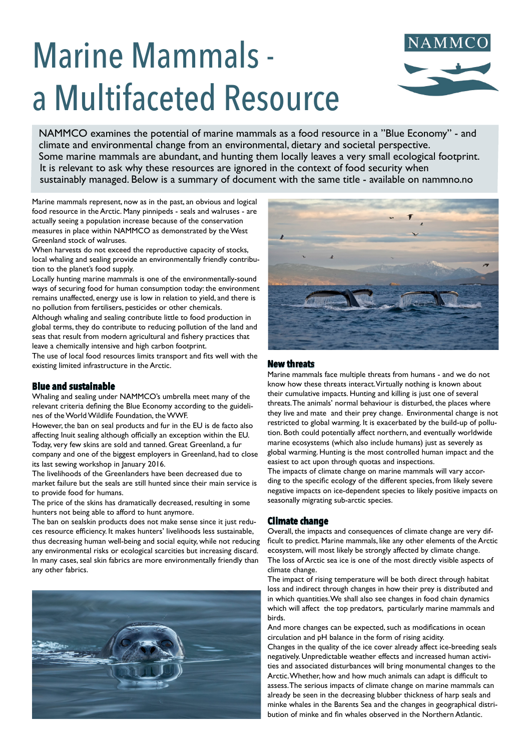# Marine Mammals - a Multifaceted Resource

NAMMCO

NAMMCO examines the potential of marine mammals as a food resource in a "Blue Economy" - and climate and environmental change from an environmental, dietary and societal perspective. Some marine mammals are abundant, and hunting them locally leaves a very small ecological footprint. It is relevant to ask why these resources are ignored in the context of food security when sustainably managed. Below is a summary of document with the same title - available on nammno.no

Marine mammals represent, now as in the past, an obvious and logical food resource in the Arctic. Many pinnipeds - seals and walruses - are actually seeing a population increase because of the conservation measures in place within NAMMCO as demonstrated by the West Greenland stock of walruses.

When harvests do not exceed the reproductive capacity of stocks, local whaling and sealing provide an environmentally friendly contribution to the planet's food supply.

Locally hunting marine mammals is one of the environmentally-sound ways of securing food for human consumption today: the environment remains unaffected, energy use is low in relation to yield, and there is no pollution from fertilisers, pesticides or other chemicals.

Although whaling and sealing contribute little to food production in global terms, they do contribute to reducing pollution of the land and seas that result from modern agricultural and fishery practices that leave a chemically intensive and high carbon footprint.

The use of local food resources limits transport and fits well with the existing limited infrastructure in the Arctic.

## Blue and sustainable

Whaling and sealing under NAMMCO's umbrella meet many of the relevant criteria defining the Blue Economy according to the guidelines of the World Wildlife Foundation, the WWF.

However, the ban on seal products and fur in the EU is de facto also affecting Inuit sealing although officially an exception within the EU. Today, very few skins are sold and tanned. Great Greenland, a fur company and one of the biggest employers in Greenland, had to close its last sewing workshop in January 2016.

The livelihoods of the Greenlanders have been decreased due to market failure but the seals are still hunted since their main service is to provide food for humans.

The price of the skins has dramatically decreased, resulting in some hunters not being able to afford to hunt anymore.

The ban on sealskin products does not make sense since it just reduces resource efficiency. It makes hunters' livelihoods less sustainable, thus decreasing human well-being and social equity, while not reducing any environmental risks or ecological scarcities but increasing discard. In many cases, seal skin fabrics are more environmentally friendly than any other fabrics.

## New threats

Marine mammals face multiple threats from humans - and we do not know how these threats interact. Virtually nothing is known about their cumulative impacts. Hunting and killing is just one of several threats. The animals' normal behaviour is disturbed, the places where they live and mate and their prey change. Environmental change is not restricted to global warming. It is exacerbated by the build-up of pollution. Both could potentially affect northern, and eventually worldwide marine ecosystems (which also include humans) just as severely as global warming. Hunting is the most controlled human impact and the easiest to act upon through quotas and inspections.

The impacts of climate change on marine mammals will vary according to the specific ecology of the different species, from likely severe negative impacts on ice-dependent species to likely positive impacts on seasonally migrating sub-arctic species.

## Climate change

Overall, the impacts and consequences of climate change are very difficult to predict. Marine mammals, like any other elements of the Arctic ecosystem, will most likely be strongly affected by climate change. The loss of Arctic sea ice is one of the most directly visible aspects of climate change.

The impact of rising temperature will be both direct through habitat loss and indirect through changes in how their prey is distributed and in which quantities. We shall also see changes in food chain dynamics which will affect the top predators, particularly marine mammals and birds.

And more changes can be expected, such as modifications in ocean circulation and pH balance in the form of rising acidity.

Changes in the quality of the ice cover already affect ice-breeding seals negatively. Unpredictable weather effects and increased human activities and associated disturbances will bring monumental changes to the Arctic. Whether, how and how much animals can adapt is difficult to assess. The serious impacts of climate change on marine mammals can already be seen in the decreasing blubber thickness of harp seals and minke whales in the Barents Sea and the changes in geographical distribution of minke and fin whales observed in the Northern Atlantic.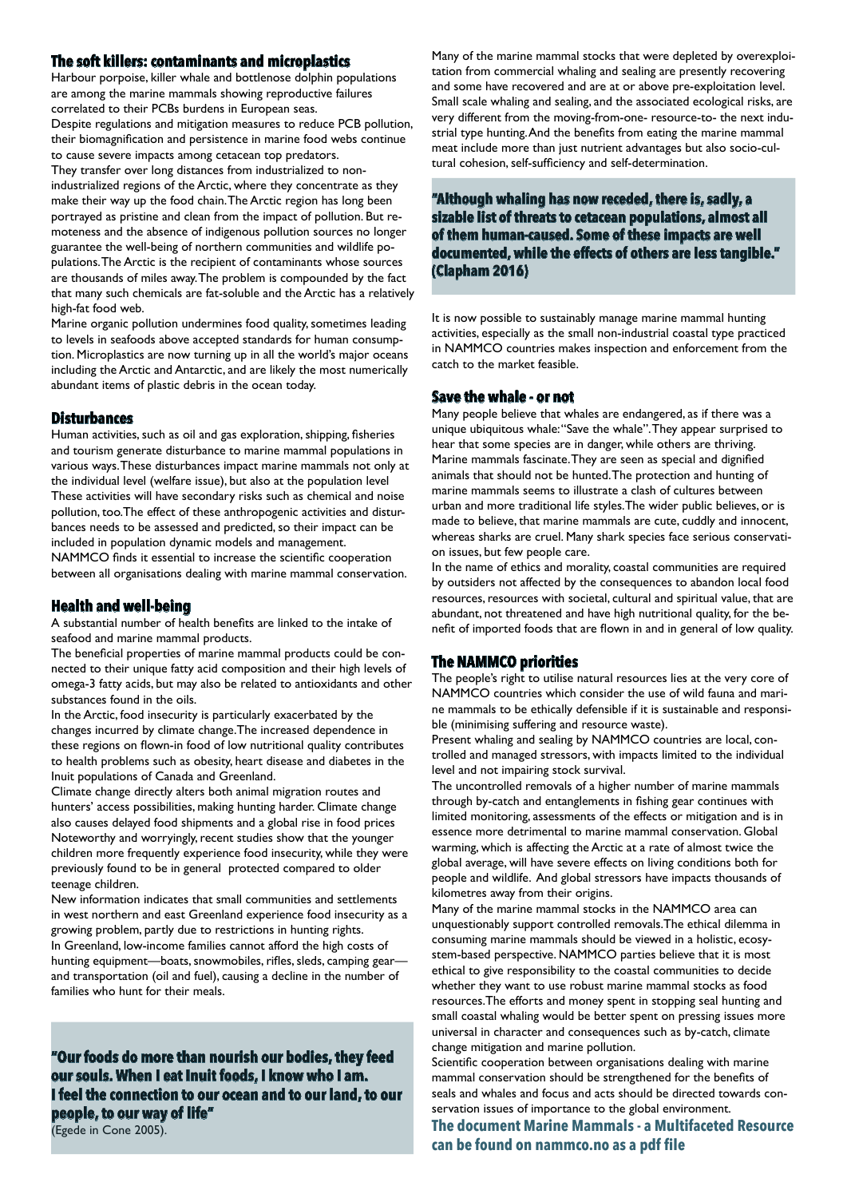## The soft killers: contaminants and microplastics

Harbour porpoise, killer whale and bottlenose dolphin populations are among the marine mammals showing reproductive failures correlated to their PCBs burdens in European seas.

Despite regulations and mitigation measures to reduce PCB pollution, their biomagnification and persistence in marine food webs continue to cause severe impacts among cetacean top predators.

They transfer over long distances from industrialized to non-industrialized regions of the Arctic, where they concentrate as they make their way up the food chain. The Arctic region has long been portrayed as pristine and clean from the impact of pollution. But remoteness and the absence of indigenous pollution sources no longer guarantee the well-being of northern communities and wildlife populations. The Arctic is the recipient of contaminants whose sources are thousands of miles away. The problem is compounded by the fact that many such chemicals are fat-soluble and the Arctic has a relatively high-fat food web.

Marine organic pollution undermines food quality, sometimes leading to levels in seafoods above accepted standards for human consumption. Microplastics are now turning up in all the world's major oceans including the Arctic and Antarctic, and are likely the most numerically abundant items of plastic debris in the ocean today.

## Disturbances

Human activities, such as oil and gas exploration, shipping, fisheries and tourism generate disturbance to marine mammal populations in various ways. These disturbances impact marine mammals not only at the individual level (welfare issue), but also at the population level These activities will have secondary risks such as chemical and noise pollution, too. The effect of these anthropogenic activities and disturbances needs to be assessed and predicted, so their impact can be included in population dynamic models and management.

NAMMCO finds it essential to increase the scientific cooperation between all organisations dealing with marine mammal conservation.

## Health and well-being

A substantial number of health benefits are linked to the intake of seafood and marine mammal products.

The beneficial properties of marine mammal products could be connected to their unique fatty acid composition and their high levels of omega-3 fatty acids, but may also be related to antioxidants and other substances found in the oils.

In the Arctic, food insecurity is particularly exacerbated by the changes incurred by climate change. The increased dependence in these regions on flown-in food of low nutritional quality contributes to health problems such as obesity, heart disease and diabetes in the Inuit populations of Canada and Greenland.

Climate change directly alters both animal migration routes and hunters' access possibilities, making hunting harder. Climate change also causes delayed food shipments and a global rise in food prices Noteworthy and worryingly, recent studies show that the younger children more frequently experience food insecurity, while they were previously found to be in general protected compared to older teenage children.

New information indicates that small communities and settlements in west northern and east Greenland experience food insecurity as a growing problem, partly due to restrictions in hunting rights.

In Greenland, low-income families cannot afford the high costs of hunting equipment—boats, snowmobiles, rifles, sleds, camping gear—and transportation (oil and fuel), causing a decline in the number of families who hunt for their meals.

> **"Our foods do more than nourish our bodies, they feed our souls. When I eat Inuit foods, I know who I am. I feel the connection to our ocean and to our land, to our people, to our way of life"**
> (Egede in Cone 2005).

Many of the marine mammal stocks that were depleted by overexploitation from commercial whaling and sealing are presently recovering and some have recovered and are at or above pre-exploitation level. Small scale whaling and sealing, and the associated ecological risks, are very different from the moving-from-one- resource-to- the next industrial type hunting. And the benefits from eating the marine mammal meat include more than just nutrient advantages but also socio-cultural cohesion, self-sufficiency and self-determination.

> **"Although whaling has now receded, there is, sadly, a sizable list of threats to cetacean populations, almost all of them human-caused. Some of these impacts are well documented, while the effects of others are less tangible." (Clapham 2016)**

It is now possible to sustainably manage marine mammal hunting activities, especially as the small non-industrial coastal type practiced in NAMMCO countries makes inspection and enforcement from the catch to the market feasible.

## Save the whale - or not

Many people believe that whales are endangered, as if there was a unique ubiquitous whale: "Save the whale". They appear surprised to hear that some species are in danger, while others are thriving. Marine mammals fascinate. They are seen as special and dignified animals that should not be hunted. The protection and hunting of marine mammals seems to illustrate a clash of cultures between urban and more traditional life styles. The wider public believes, or is made to believe, that marine mammals are cute, cuddly and innocent, whereas sharks are cruel. Many shark species face serious conservation issues, but few people care.

In the name of ethics and morality, coastal communities are required by outsiders not affected by the consequences to abandon local food resources, resources with societal, cultural and spiritual value, that are abundant, not threatened and have high nutritional quality, for the benefit of imported foods that are flown in and in general of low quality.

## The NAMMCO priorities

The people's right to utilise natural resources lies at the very core of NAMMCO countries which consider the use of wild fauna and marine mammals to be ethically defensible if it is sustainable and responsible (minimising suffering and resource waste).

Present whaling and sealing by NAMMCO countries are local, controlled and managed stressors, with impacts limited to the individual level and not impairing stock survival.

The uncontrolled removals of a higher number of marine mammals through by-catch and entanglements in fishing gear continues with limited monitoring, assessments of the effects or mitigation and is in essence more detrimental to marine mammal conservation. Global warming, which is affecting the Arctic at a rate of almost twice the global average, will have severe effects on living conditions both for people and wildlife. And global stressors have impacts thousands of kilometres away from their origins.

Many of the marine mammal stocks in the NAMMCO area can unquestionably support controlled removals. The ethical dilemma in consuming marine mammals should be viewed in a holistic, ecosystem-based perspective. NAMMCO parties believe that it is most ethical to give responsibility to the coastal communities to decide whether they want to use robust marine mammal stocks as food resources. The efforts and money spent in stopping seal hunting and small coastal whaling would be better spent on pressing issues more universal in character and consequences such as by-catch, climate change mitigation and marine pollution.

Scientific cooperation between organisations dealing with marine mammal conservation should be strengthened for the benefits of seals and whales and focus and acts should be directed towards conservation issues of importance to the global environment.

**The document Marine Mammals - a Multifaceted Resource can be found on nammco.no as a pdf file**